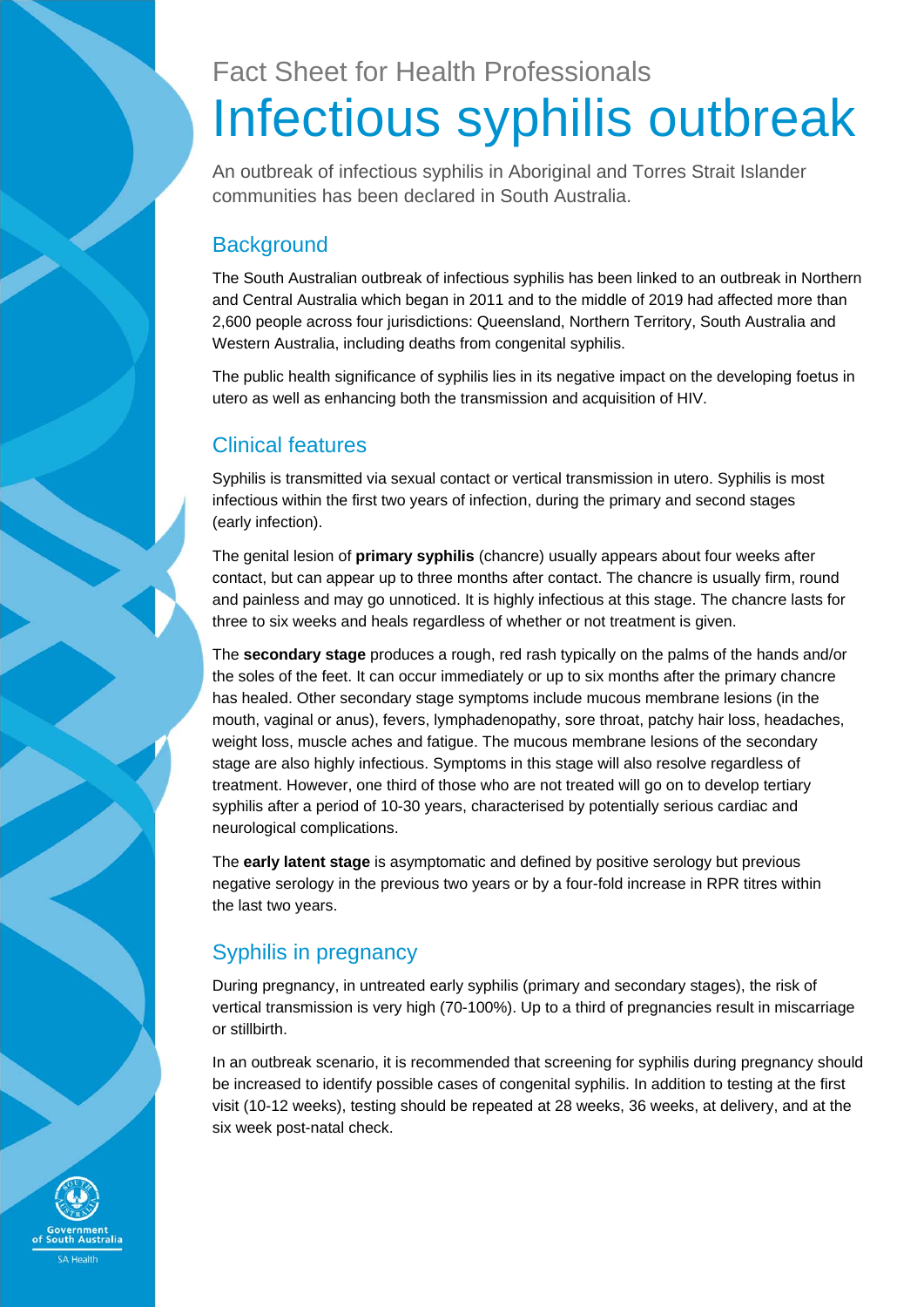Fact Sheet for Health Professionals

# Infectious syphilis outbreak

An outbreak of infectious syphilis in Aboriginal and Torres Strait Islander communities has been declared in South Australia.

## Background

The South Australian outbreak of infectious syphilis has been linked to an outbreak in Northern and Central Australia which began in 2011 and to the middle of 2019 had affected more than 2,600 people across four jurisdictions: Queensland, Northern Territory, South Australia and Western Australia, including deaths from congenital syphilis.

The public health significance of syphilis lies in its negative impact on the developing foetus in utero as well as enhancing both the transmission and acquisition of HIV.

## Clinical features

Syphilis is transmitted via sexual contact or vertical transmission in utero. Syphilis is most infectious within the first two years of infection, during the primary and second stages (early infection).

The genital lesion of **primary syphilis** (chancre) usually appears about four weeks after contact, but can appear up to three months after contact. The chancre is usually firm, round and painless and may go unnoticed. It is highly infectious at this stage. The chancre lasts for three to six weeks and heals regardless of whether or not treatment is given.

The **secondary stage** produces a rough, red rash typically on the palms of the hands and/or the soles of the feet. It can occur immediately or up to six months after the primary chancre has healed. Other secondary stage symptoms include mucous membrane lesions (in the mouth, vaginal or anus), fevers, lymphadenopathy, sore throat, patchy hair loss, headaches, weight loss, muscle aches and fatigue. The mucous membrane lesions of the secondary stage are also highly infectious. Symptoms in this stage will also resolve regardless of treatment. However, one third of those who are not treated will go on to develop tertiary syphilis after a period of 10-30 years, characterised by potentially serious cardiac and neurological complications.

The **early latent stage** is asymptomatic and defined by positive serology but previous negative serology in the previous two years or by a four-fold increase in RPR titres within the last two years.

## Syphilis in pregnancy

During pregnancy, in untreated early syphilis (primary and secondary stages), the risk of vertical transmission is very high (70-100%). Up to a third of pregnancies result in miscarriage or stillbirth.

In an outbreak scenario, it is recommended that screening for syphilis during pregnancy should be increased to identify possible cases of congenital syphilis. In addition to testing at the first visit (10-12 weeks), testing should be repeated at 28 weeks, 36 weeks, at delivery, and at the six week post-natal check.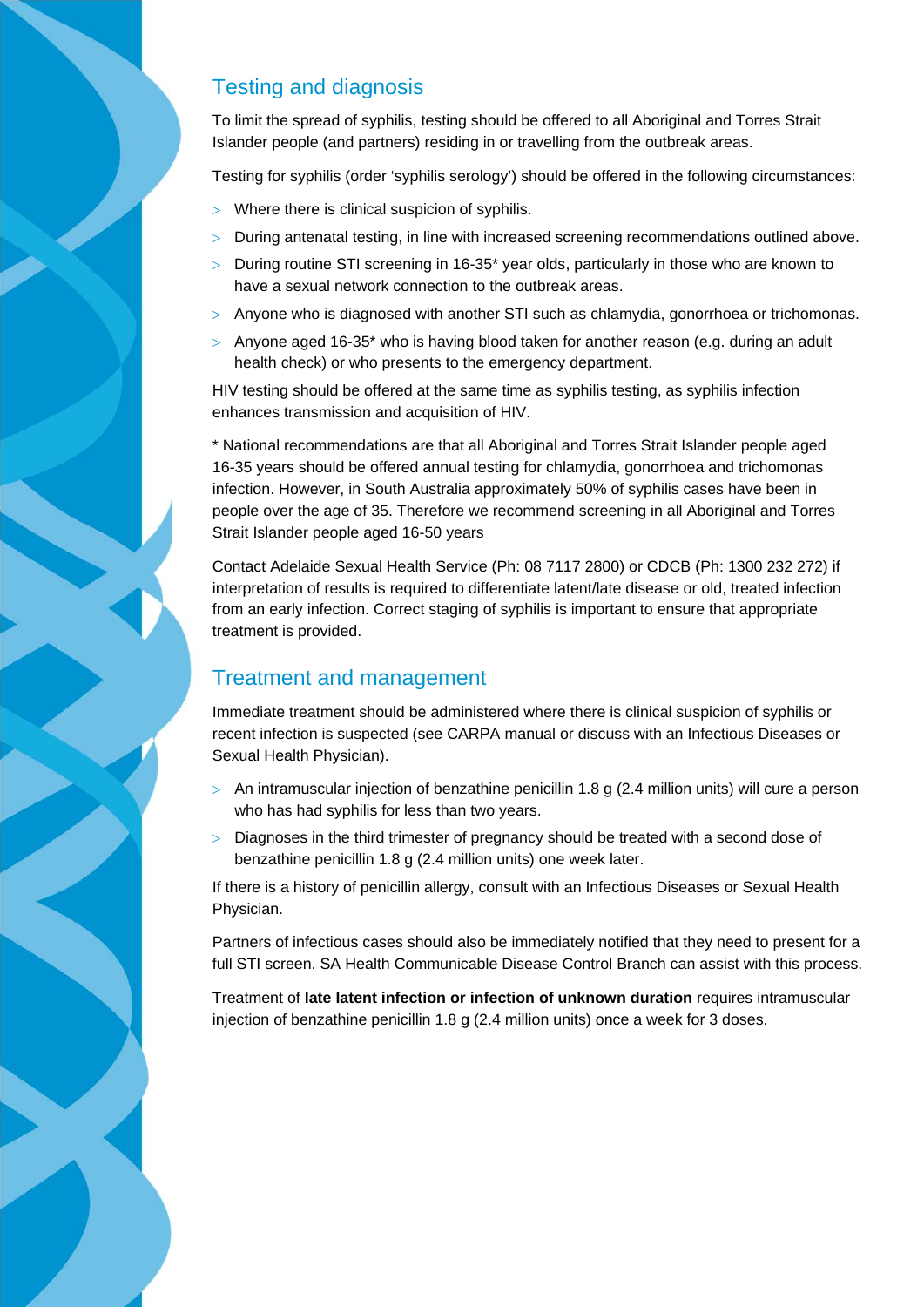## Testing and diagnosis

To limit the spread of syphilis, testing should be offered to all Aboriginal and Torres Strait Islander people (and partners) residing in or travelling from the outbreak areas.

Testing for syphilis (order 'syphilis serology') should be offered in the following circumstances:

- Where there is clinical suspicion of syphilis.
- During antenatal testing, in line with increased screening recommendations outlined above.
- During routine STI screening in 16-35* year olds, particularly in those who are known to have a sexual network connection to the outbreak areas.
- Anyone who is diagnosed with another STI such as chlamydia, gonorrhoea or trichomonas.
- Anyone aged 16-35* who is having blood taken for another reason (e.g. during an adult health check) or who presents to the emergency department.

HIV testing should be offered at the same time as syphilis testing, as syphilis infection enhances transmission and acquisition of HIV.

* National recommendations are that all Aboriginal and Torres Strait Islander people aged 16-35 years should be offered annual testing for chlamydia, gonorrhoea and trichomonas infection. However, in South Australia approximately 50% of syphilis cases have been in people over the age of 35. Therefore we recommend screening in all Aboriginal and Torres Strait Islander people aged 16-50 years

Contact Adelaide Sexual Health Service (Ph: 08 7117 2800) or CDCB (Ph: 1300 232 272) if interpretation of results is required to differentiate latent/late disease or old, treated infection from an early infection. Correct staging of syphilis is important to ensure that appropriate treatment is provided.

## Treatment and management

Immediate treatment should be administered where there is clinical suspicion of syphilis or recent infection is suspected (see CARPA manual or discuss with an Infectious Diseases or Sexual Health Physician).

- An intramuscular injection of benzathine penicillin 1.8 g (2.4 million units) will cure a person who has had syphilis for less than two years.
- Diagnoses in the third trimester of pregnancy should be treated with a second dose of benzathine penicillin 1.8 g (2.4 million units) one week later.

If there is a history of penicillin allergy, consult with an Infectious Diseases or Sexual Health Physician.

Partners of infectious cases should also be immediately notified that they need to present for a full STI screen. SA Health Communicable Disease Control Branch can assist with this process.

Treatment of **late latent infection or infection of unknown duration** requires intramuscular injection of benzathine penicillin 1.8 g (2.4 million units) once a week for 3 doses.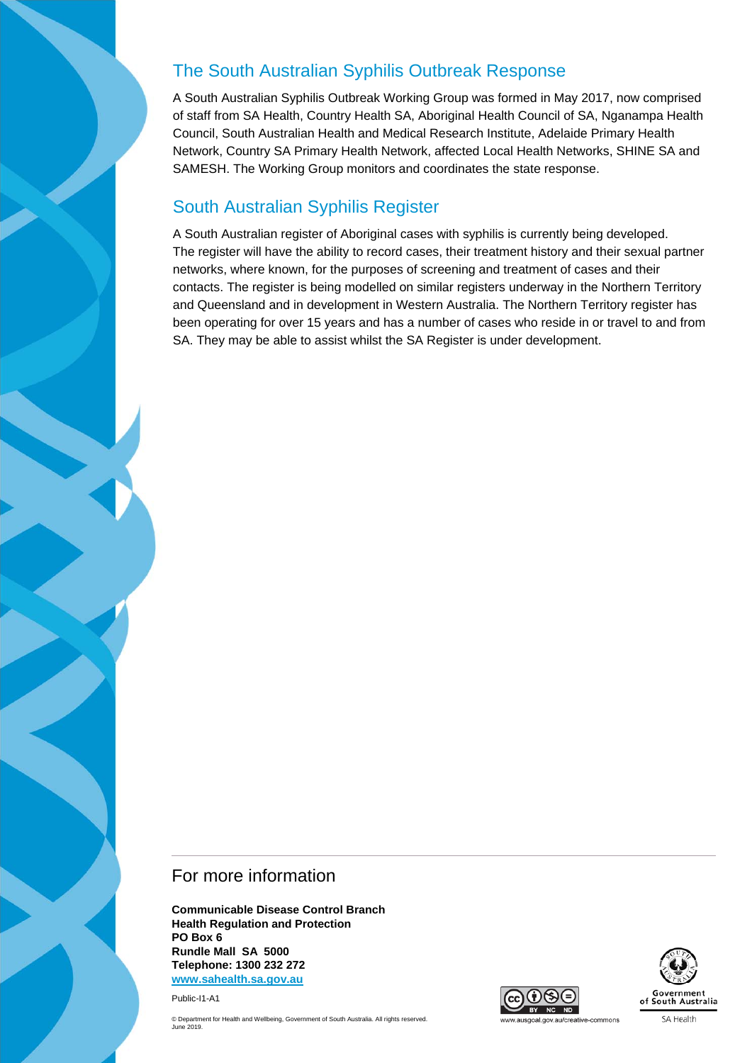## The South Australian Syphilis Outbreak Response

A South Australian Syphilis Outbreak Working Group was formed in May 2017, now comprised of staff from SA Health, Country Health SA, Aboriginal Health Council of SA, Nganampa Health Council, South Australian Health and Medical Research Institute, Adelaide Primary Health Network, Country SA Primary Health Network, affected Local Health Networks, SHINE SA and SAMESH. The Working Group monitors and coordinates the state response.

## South Australian Syphilis Register

A South Australian register of Aboriginal cases with syphilis is currently being developed. The register will have the ability to record cases, their treatment history and their sexual partner networks, where known, for the purposes of screening and treatment of cases and their contacts. The register is being modelled on similar registers underway in the Northern Territory and Queensland and in development in Western Australia. The Northern Territory register has been operating for over 15 years and has a number of cases who reside in or travel to and from SA. They may be able to assist whilst the SA Register is under development.

## For more information

**Communicable Disease Control Branch**
**Health Regulation and Protection**
**PO Box 6**
**Rundle Mall SA 5000**
**Telephone: 1300 232 272**
**[www.sahealth.sa.gov.au](http://www.sahealth.sa.gov.au)**

Public-I1-A1

© Department for Health and Wellbeing, Government of South Australia. All rights reserved.
June 2019.

www.ausgoal.gov.au/creative-commons

Government of South Australia
SA Health